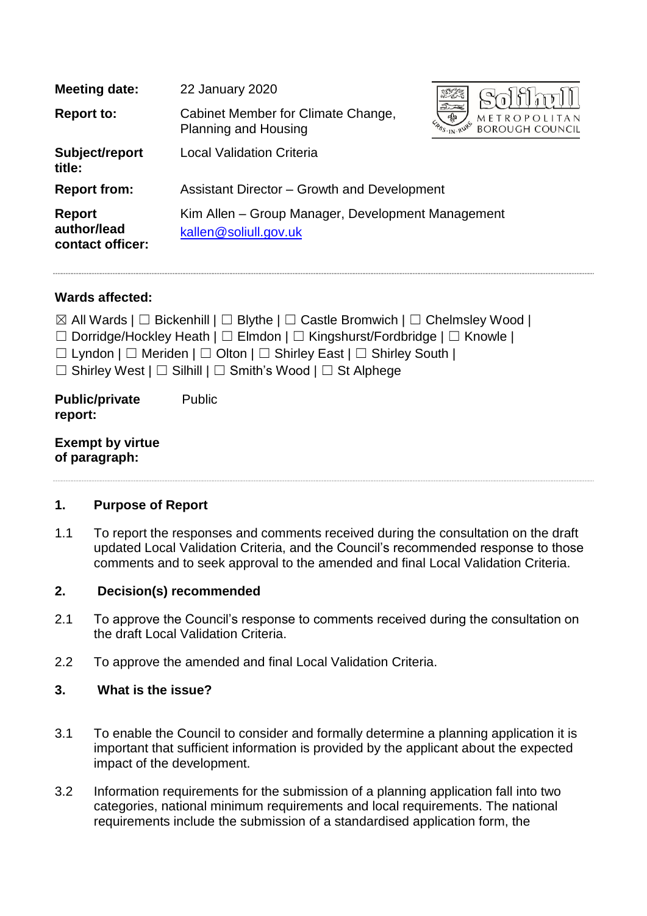| | |
|---|---|
| **Meeting date:** | 22 January 2020 |
| **Report to:** | Cabinet Member for Climate Change, Planning and Housing |
| **Subject/report title:** | Local Validation Criteria |
| **Report from:** | Assistant Director – Growth and Development |
| **Report author/lead contact officer:** | Kim Allen – Group Manager, Development Management<br>kallen@soliull.gov.uk |

Solihull Metropolitan Borough Council

**Wards affected:**

☒ All Wards | ☐ Bickenhill | ☐ Blythe | ☐ Castle Bromwich | ☐ Chelmsley Wood | ☐ Dorridge/Hockley Heath | ☐ Elmdon | ☐ Kingshurst/Fordbridge | ☐ Knowle | ☐ Lyndon | ☐ Meriden | ☐ Olton | ☐ Shirley East | ☐ Shirley South | ☐ Shirley West | ☐ Silhill | ☐ Smith's Wood | ☐ St Alphege

| | |
|---|---|
| **Public/private report:** | Public |
| **Exempt by virtue of paragraph:** | |

## 1. Purpose of Report

1.1 To report the responses and comments received during the consultation on the draft updated Local Validation Criteria, and the Council's recommended response to those comments and to seek approval to the amended and final Local Validation Criteria.

## 2. Decision(s) recommended

2.1 To approve the Council's response to comments received during the consultation on the draft Local Validation Criteria.

2.2 To approve the amended and final Local Validation Criteria.

## 3. What is the issue?

3.1 To enable the Council to consider and formally determine a planning application it is important that sufficient information is provided by the applicant about the expected impact of the development.

3.2 Information requirements for the submission of a planning application fall into two categories, national minimum requirements and local requirements. The national requirements include the submission of a standardised application form, the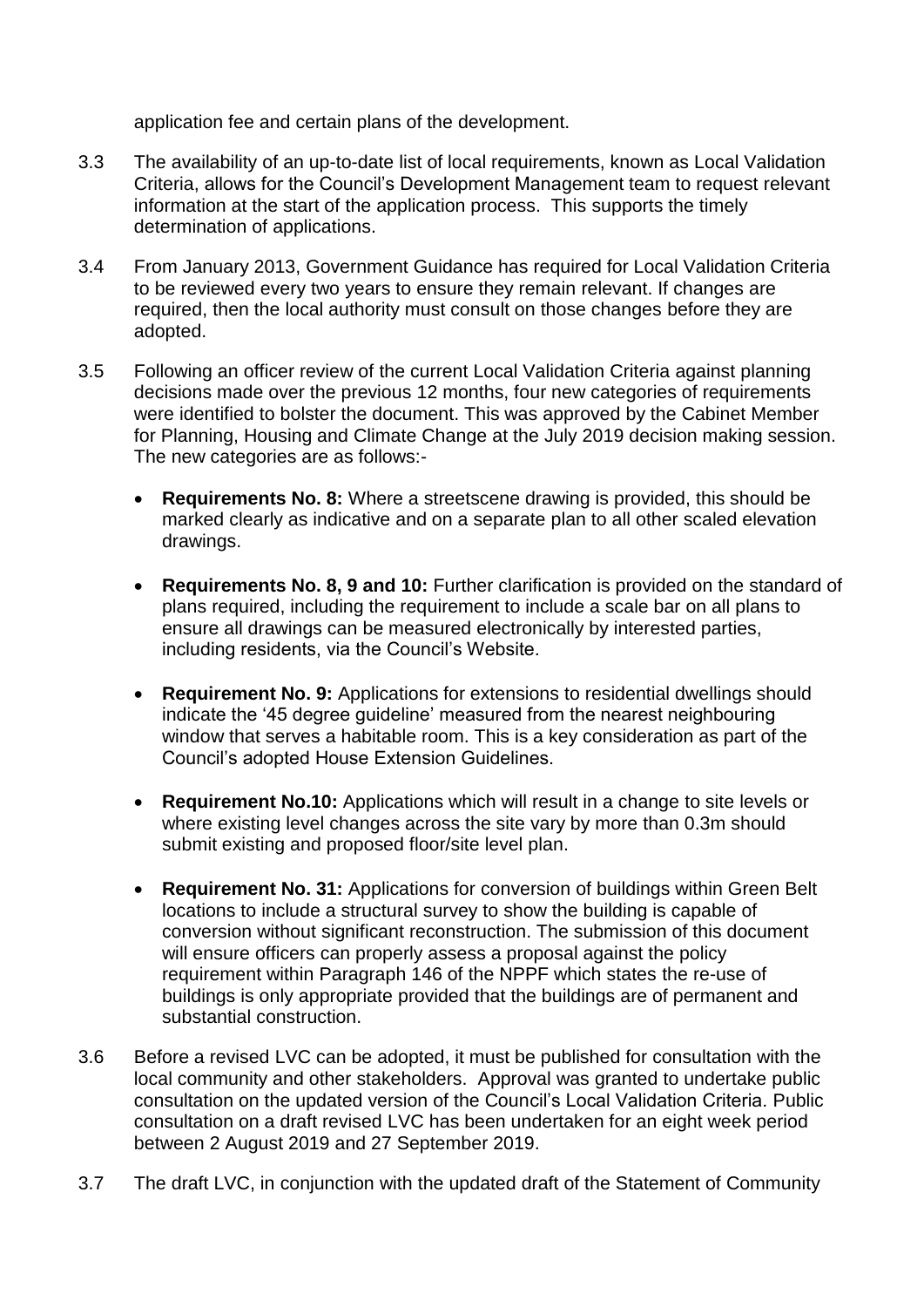application fee and certain plans of the development.

3.3 The availability of an up-to-date list of local requirements, known as Local Validation Criteria, allows for the Council's Development Management team to request relevant information at the start of the application process. This supports the timely determination of applications.

3.4 From January 2013, Government Guidance has required for Local Validation Criteria to be reviewed every two years to ensure they remain relevant. If changes are required, then the local authority must consult on those changes before they are adopted.

3.5 Following an officer review of the current Local Validation Criteria against planning decisions made over the previous 12 months, four new categories of requirements were identified to bolster the document. This was approved by the Cabinet Member for Planning, Housing and Climate Change at the July 2019 decision making session. The new categories are as follows:-

- **Requirements No. 8:** Where a streetscene drawing is provided, this should be marked clearly as indicative and on a separate plan to all other scaled elevation drawings.
- **Requirements No. 8, 9 and 10:** Further clarification is provided on the standard of plans required, including the requirement to include a scale bar on all plans to ensure all drawings can be measured electronically by interested parties, including residents, via the Council's Website.
- **Requirement No. 9:** Applications for extensions to residential dwellings should indicate the '45 degree guideline' measured from the nearest neighbouring window that serves a habitable room. This is a key consideration as part of the Council's adopted House Extension Guidelines.
- **Requirement No.10:** Applications which will result in a change to site levels or where existing level changes across the site vary by more than 0.3m should submit existing and proposed floor/site level plan.
- **Requirement No. 31:** Applications for conversion of buildings within Green Belt locations to include a structural survey to show the building is capable of conversion without significant reconstruction. The submission of this document will ensure officers can properly assess a proposal against the policy requirement within Paragraph 146 of the NPPF which states the re-use of buildings is only appropriate provided that the buildings are of permanent and substantial construction.

3.6 Before a revised LVC can be adopted, it must be published for consultation with the local community and other stakeholders. Approval was granted to undertake public consultation on the updated version of the Council's Local Validation Criteria. Public consultation on a draft revised LVC has been undertaken for an eight week period between 2 August 2019 and 27 September 2019.

3.7 The draft LVC, in conjunction with the updated draft of the Statement of Community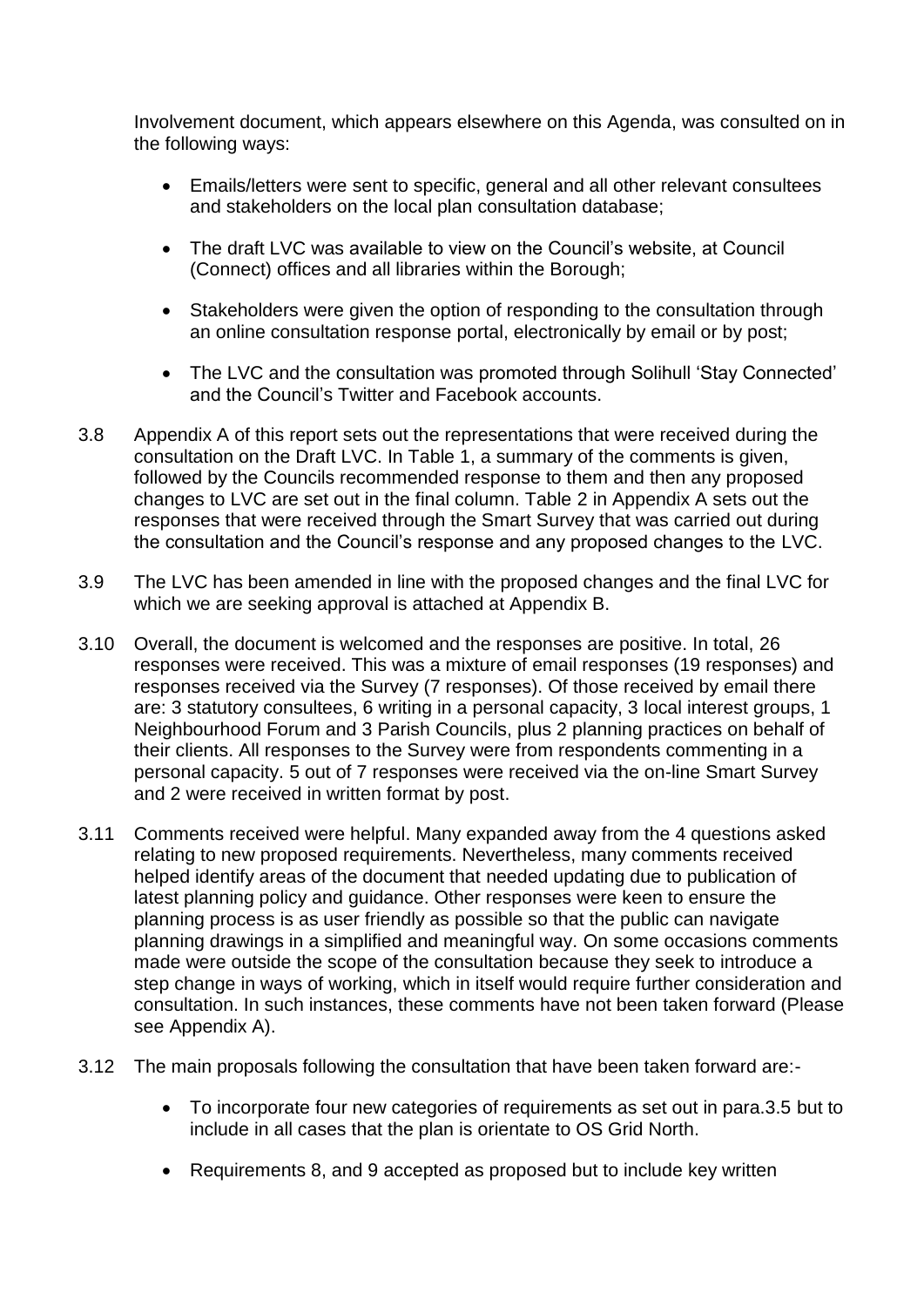Involvement document, which appears elsewhere on this Agenda, was consulted on in the following ways:

- Emails/letters were sent to specific, general and all other relevant consultees and stakeholders on the local plan consultation database;
- The draft LVC was available to view on the Council's website, at Council (Connect) offices and all libraries within the Borough;
- Stakeholders were given the option of responding to the consultation through an online consultation response portal, electronically by email or by post;
- The LVC and the consultation was promoted through Solihull 'Stay Connected' and the Council's Twitter and Facebook accounts.

3.8 Appendix A of this report sets out the representations that were received during the consultation on the Draft LVC. In Table 1, a summary of the comments is given, followed by the Councils recommended response to them and then any proposed changes to LVC are set out in the final column. Table 2 in Appendix A sets out the responses that were received through the Smart Survey that was carried out during the consultation and the Council's response and any proposed changes to the LVC.

3.9 The LVC has been amended in line with the proposed changes and the final LVC for which we are seeking approval is attached at Appendix B.

3.10 Overall, the document is welcomed and the responses are positive. In total, 26 responses were received. This was a mixture of email responses (19 responses) and responses received via the Survey (7 responses). Of those received by email there are: 3 statutory consultees, 6 writing in a personal capacity, 3 local interest groups, 1 Neighbourhood Forum and 3 Parish Councils, plus 2 planning practices on behalf of their clients. All responses to the Survey were from respondents commenting in a personal capacity. 5 out of 7 responses were received via the on-line Smart Survey and 2 were received in written format by post.

3.11 Comments received were helpful. Many expanded away from the 4 questions asked relating to new proposed requirements. Nevertheless, many comments received helped identify areas of the document that needed updating due to publication of latest planning policy and guidance. Other responses were keen to ensure the planning process is as user friendly as possible so that the public can navigate planning drawings in a simplified and meaningful way. On some occasions comments made were outside the scope of the consultation because they seek to introduce a step change in ways of working, which in itself would require further consideration and consultation. In such instances, these comments have not been taken forward (Please see Appendix A).

3.12 The main proposals following the consultation that have been taken forward are:-

- To incorporate four new categories of requirements as set out in para.3.5 but to include in all cases that the plan is orientate to OS Grid North.
- Requirements 8, and 9 accepted as proposed but to include key written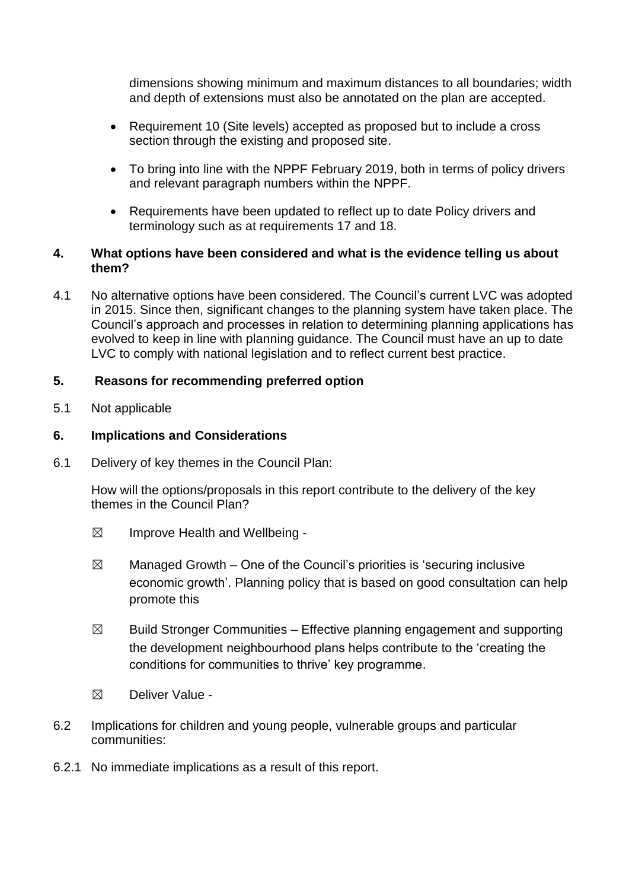dimensions showing minimum and maximum distances to all boundaries; width and depth of extensions must also be annotated on the plan are accepted.

- Requirement 10 (Site levels) accepted as proposed but to include a cross section through the existing and proposed site.
- To bring into line with the NPPF February 2019, both in terms of policy drivers and relevant paragraph numbers within the NPPF.
- Requirements have been updated to reflect up to date Policy drivers and terminology such as at requirements 17 and 18.

## 4. What options have been considered and what is the evidence telling us about them?

4.1 No alternative options have been considered. The Council's current LVC was adopted in 2015. Since then, significant changes to the planning system have taken place. The Council's approach and processes in relation to determining planning applications has evolved to keep in line with planning guidance. The Council must have an up to date LVC to comply with national legislation and to reflect current best practice.

## 5. Reasons for recommending preferred option

5.1 Not applicable

## 6. Implications and Considerations

6.1 Delivery of key themes in the Council Plan:

How will the options/proposals in this report contribute to the delivery of the key themes in the Council Plan?

☒ Improve Health and Wellbeing -

☒ Managed Growth – One of the Council's priorities is 'securing inclusive economic growth'. Planning policy that is based on good consultation can help promote this

☒ Build Stronger Communities – Effective planning engagement and supporting the development neighbourhood plans helps contribute to the 'creating the conditions for communities to thrive' key programme.

☒ Deliver Value -

6.2 Implications for children and young people, vulnerable groups and particular communities:

6.2.1 No immediate implications as a result of this report.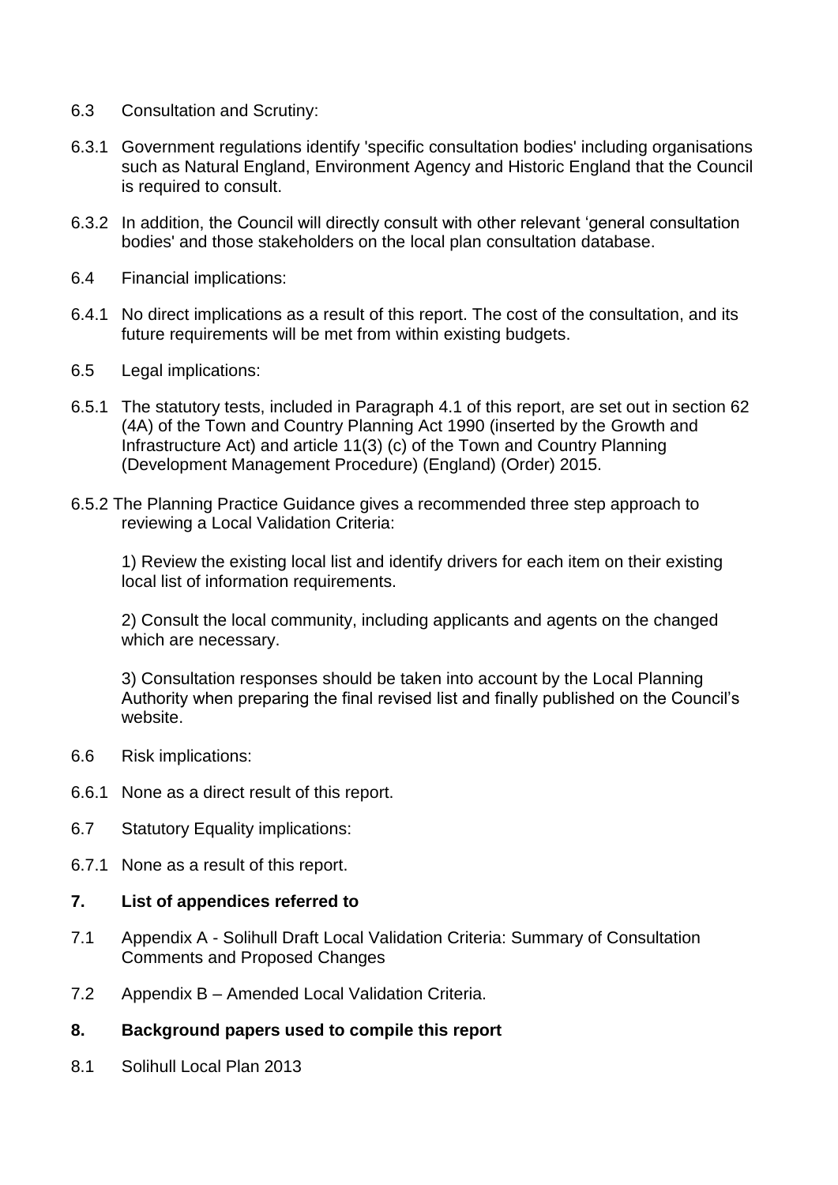6.3 Consultation and Scrutiny:

6.3.1 Government regulations identify 'specific consultation bodies' including organisations such as Natural England, Environment Agency and Historic England that the Council is required to consult.

6.3.2 In addition, the Council will directly consult with other relevant 'general consultation bodies' and those stakeholders on the local plan consultation database.

6.4 Financial implications:

6.4.1 No direct implications as a result of this report. The cost of the consultation, and its future requirements will be met from within existing budgets.

6.5 Legal implications:

6.5.1 The statutory tests, included in Paragraph 4.1 of this report, are set out in section 62 (4A) of the Town and Country Planning Act 1990 (inserted by the Growth and Infrastructure Act) and article 11(3) (c) of the Town and Country Planning (Development Management Procedure) (England) (Order) 2015.

6.5.2 The Planning Practice Guidance gives a recommended three step approach to reviewing a Local Validation Criteria:

1) Review the existing local list and identify drivers for each item on their existing local list of information requirements.

2) Consult the local community, including applicants and agents on the changed which are necessary.

3) Consultation responses should be taken into account by the Local Planning Authority when preparing the final revised list and finally published on the Council's website.

6.6 Risk implications:

6.6.1 None as a direct result of this report.

6.7 Statutory Equality implications:

6.7.1 None as a result of this report.

## 7. List of appendices referred to

7.1 Appendix A - Solihull Draft Local Validation Criteria: Summary of Consultation Comments and Proposed Changes

7.2 Appendix B – Amended Local Validation Criteria.

## 8. Background papers used to compile this report

8.1 Solihull Local Plan 2013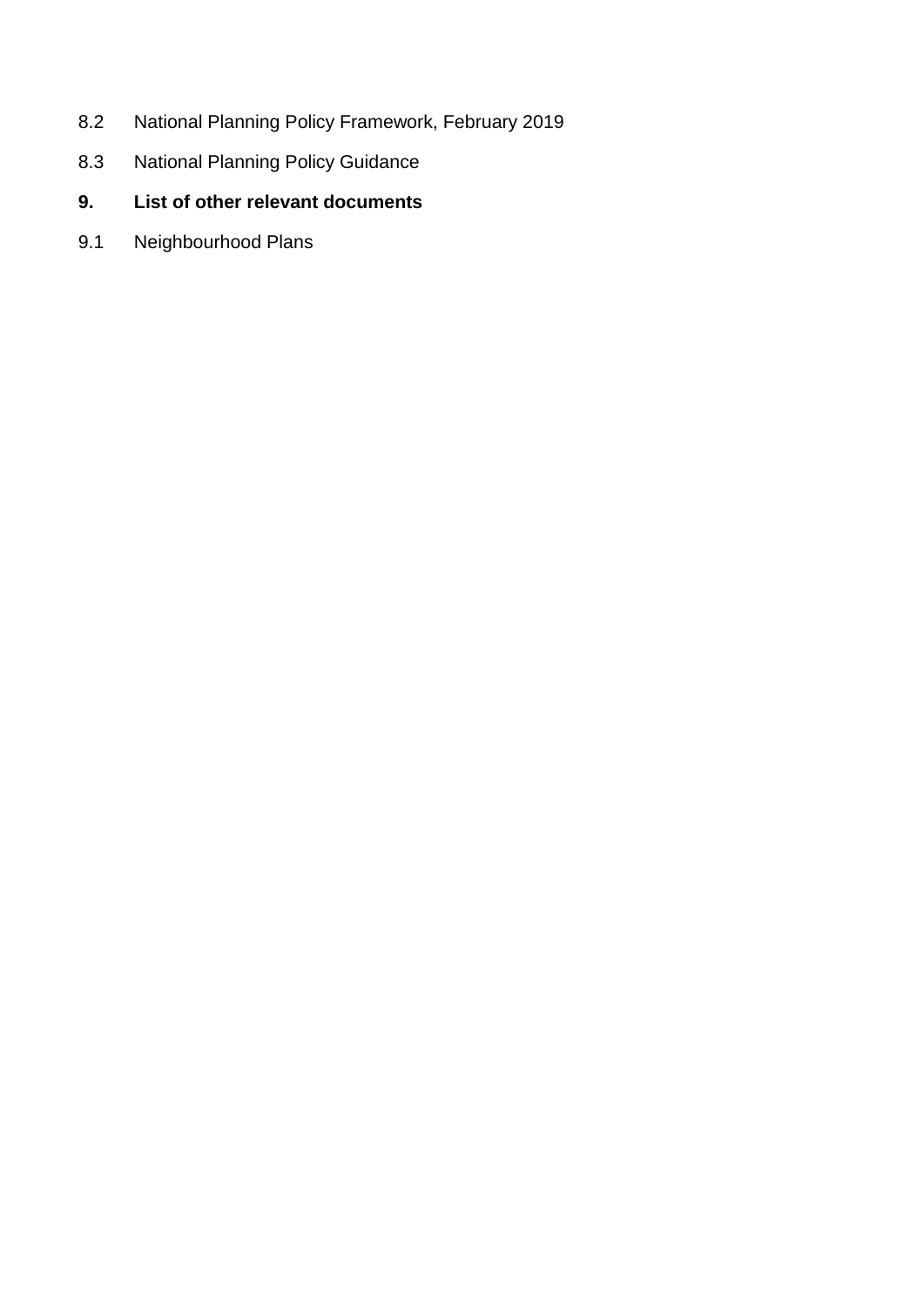8.2 National Planning Policy Framework, February 2019

8.3 National Planning Policy Guidance

## 9. List of other relevant documents

9.1 Neighbourhood Plans